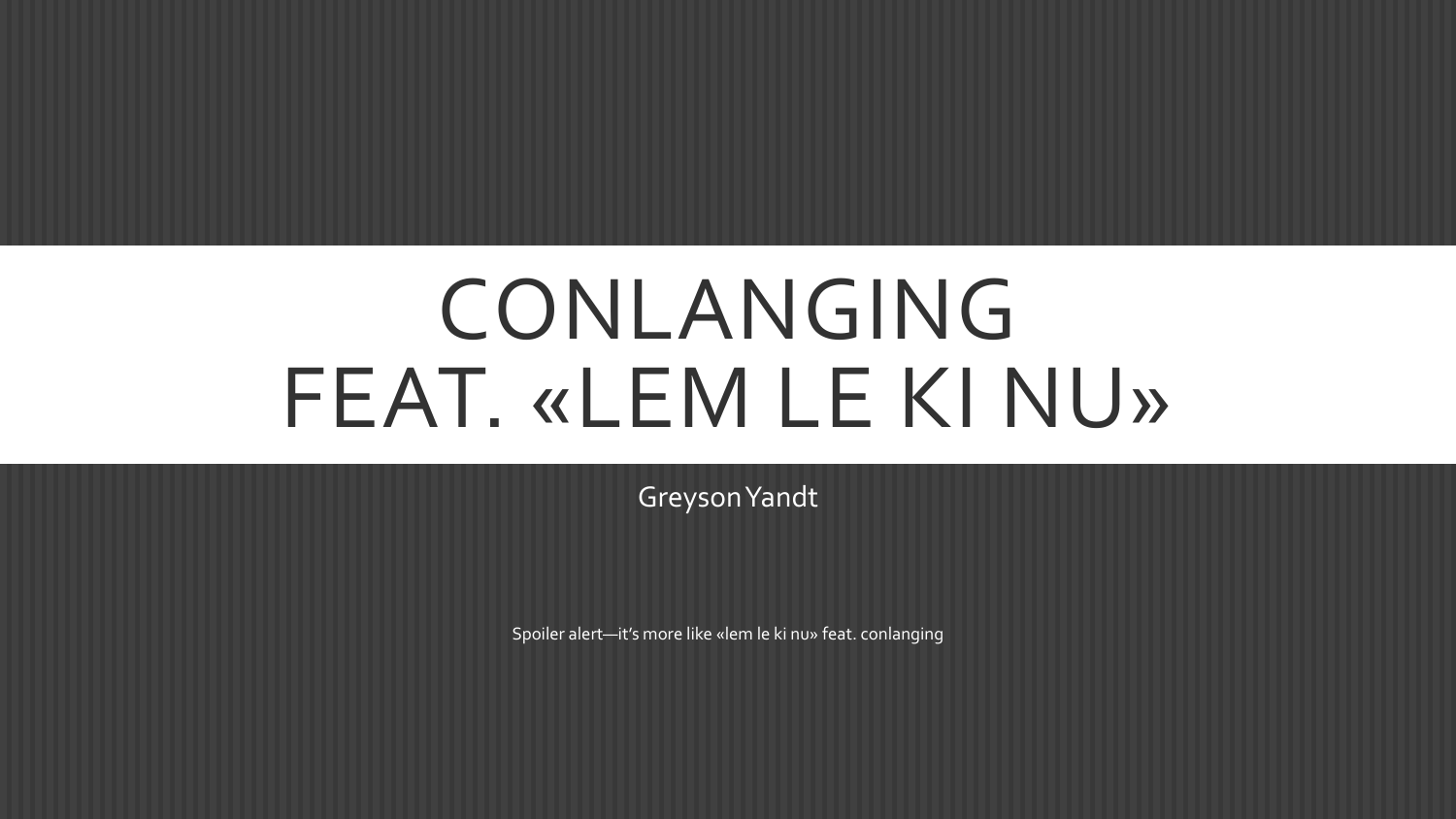# CONLANGING FEAT. «LEM LE KI NU»

Greyson Yandt

Spoiler alert—it's more like «lem le ki nu» feat. conlanging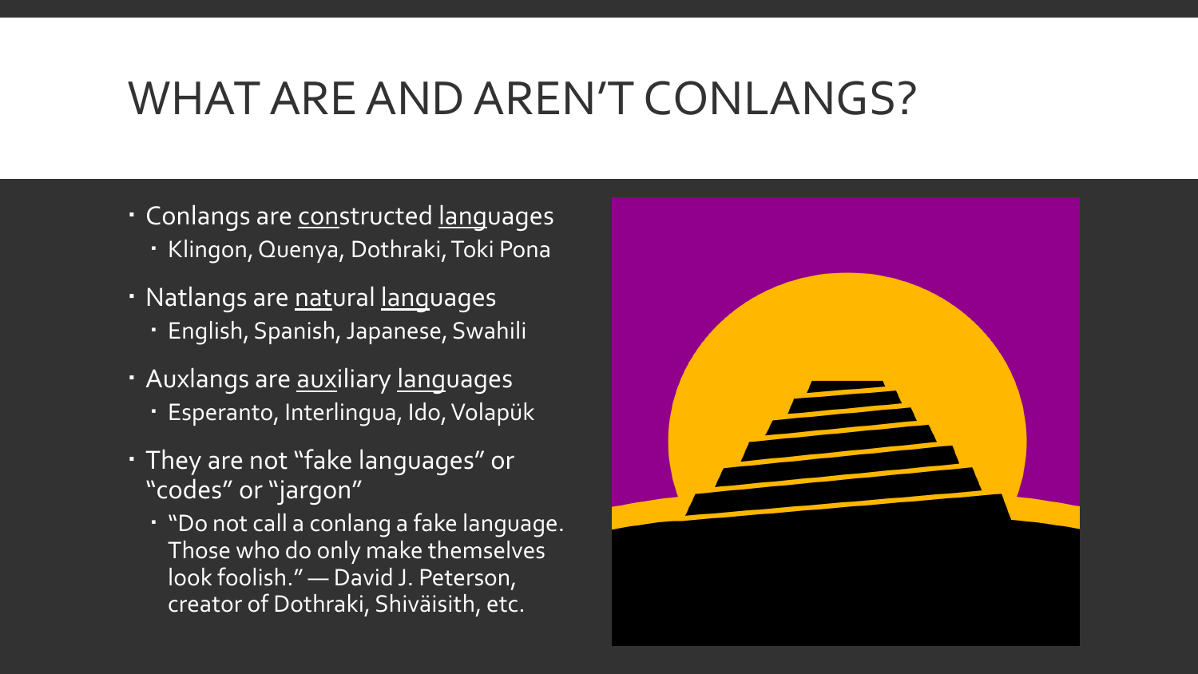# WHAT ARE AND AREN'T CONLANGS?

- Conlangs are constructed languages
  - Klingon, Quenya, Dothraki, Toki Pona
- Natlangs are natural languages
  - English, Spanish, Japanese, Swahili
- Auxlangs are auxiliary languages
  - Esperanto, Interlingua, Ido, Volapük
- They are not "fake languages" or "codes" or "jargon"
  - "Do not call a conlang a fake language. Those who do only make themselves look foolish." — David J. Peterson, creator of Dothraki, Shiväisith, etc.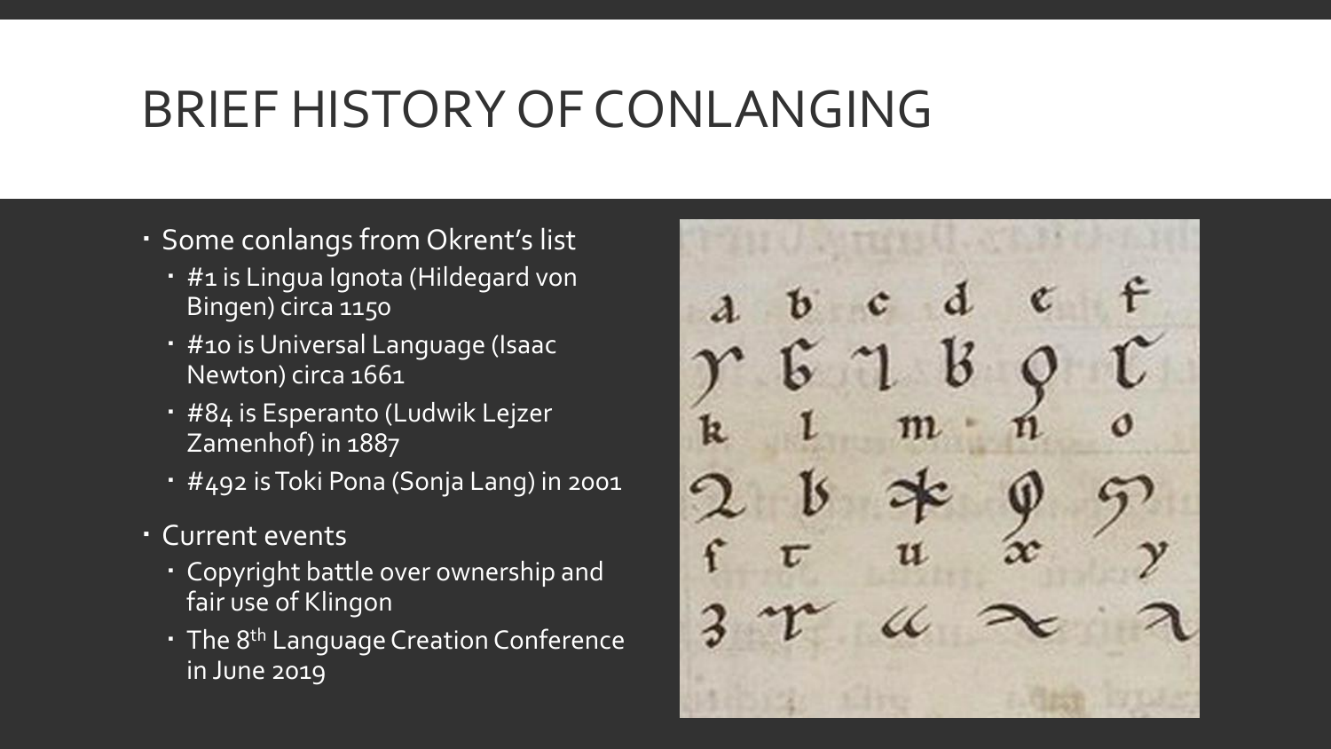# BRIEF HISTORY OF CONLANGING

- Some conlangs from Okrent's list
  - #1 is Lingua Ignota (Hildegard von Bingen) circa 1150
  - #10 is Universal Language (Isaac Newton) circa 1661
  - #84 is Esperanto (Ludwik Lejzer Zamenhof) in 1887
  - #492 is Toki Pona (Sonja Lang) in 2001
- Current events
  - Copyright battle over ownership and fair use of Klingon
  - The 8th Language Creation Conference in June 2019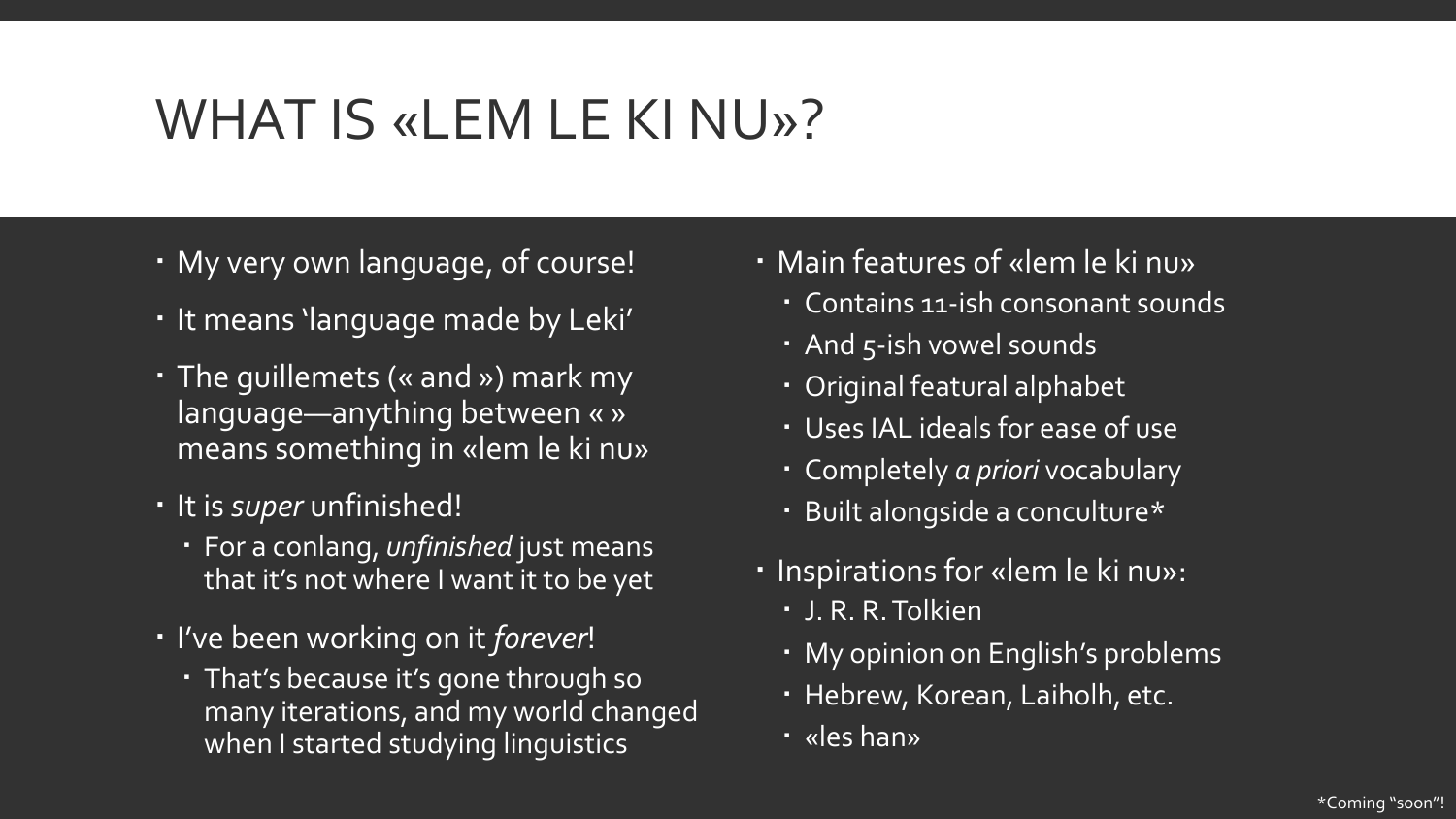# WHAT IS «LEM LE KI NU»?

- My very own language, of course!
- It means 'language made by Leki'
- The guillemets (« and ») mark my language—anything between « » means something in «lem le ki nu»
- It is *super* unfinished!
  - For a conlang, *unfinished* just means that it's not where I want it to be yet
- I've been working on it *forever*!
  - That's because it's gone through so many iterations, and my world changed when I started studying linguistics

- Main features of «lem le ki nu»
  - Contains 11-ish consonant sounds
  - And 5-ish vowel sounds
  - Original featural alphabet
  - Uses IAL ideals for ease of use
  - Completely *a priori* vocabulary
  - Built alongside a conculture*
- Inspirations for «lem le ki nu»:
  - J. R. R. Tolkien
  - My opinion on English's problems
  - Hebrew, Korean, Laiholh, etc.
  - «les han»

*Coming "soon"!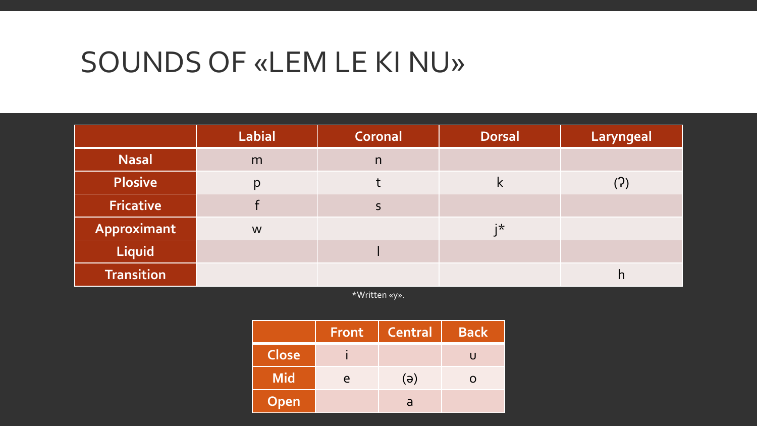# SOUNDS OF «LEM LE KI NU»

| | Labial | Coronal | Dorsal | Laryngeal |
|---|---|---|---|---|
| **Nasal** | m | n | | |
| **Plosive** | p | t | k | (ʔ) |
| **Fricative** | f | s | | |
| **Approximant** | w | | j* | |
| **Liquid** | | l | | |
| **Transition** | | | | h |

*Written «y».

| | Front | Central | Back |
|---|---|---|---|
| **Close** | i | | ʊ |
| **Mid** | e | (ə) | o |
| **Open** | | a | |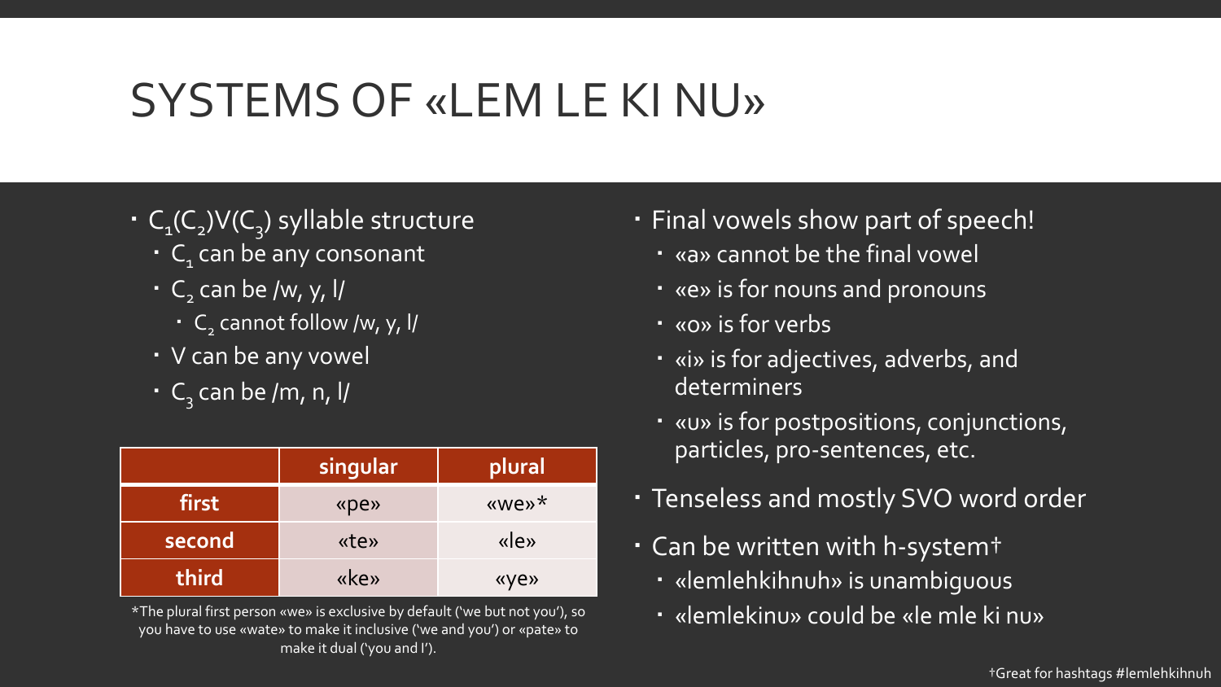# SYSTEMS OF «LEM LE KI NU»

- $C_1(C_2)V(C_3)$ syllable structure
  - $C_1$ can be any consonant
  - $C_2$ can be /w, y, l/
    - $C_2$ cannot follow /w, y, l/
  - V can be any vowel
  - $C_3$ can be /m, n, l/

| | singular | plural |
|---|---|---|
| **first** | «pe» | «we»* |
| **second** | «te» | «le» |
| **third** | «ke» | «ye» |

*The plural first person «we» is exclusive by default ('we but not you'), so you have to use «wate» to make it inclusive ('we and you') or «pate» to make it dual ('you and I').

- Final vowels show part of speech!
  - «a» cannot be the final vowel
  - «e» is for nouns and pronouns
  - «o» is for verbs
  - «i» is for adjectives, adverbs, and determiners
  - «u» is for postpositions, conjunctions, particles, pro-sentences, etc.
- Tenseless and mostly SVO word order
- Can be written with h-system†
  - «lemlehkihnuh» is unambiguous
  - «lemlekinu» could be «le mle ki nu»

†Great for hashtags #lemlehkihnuh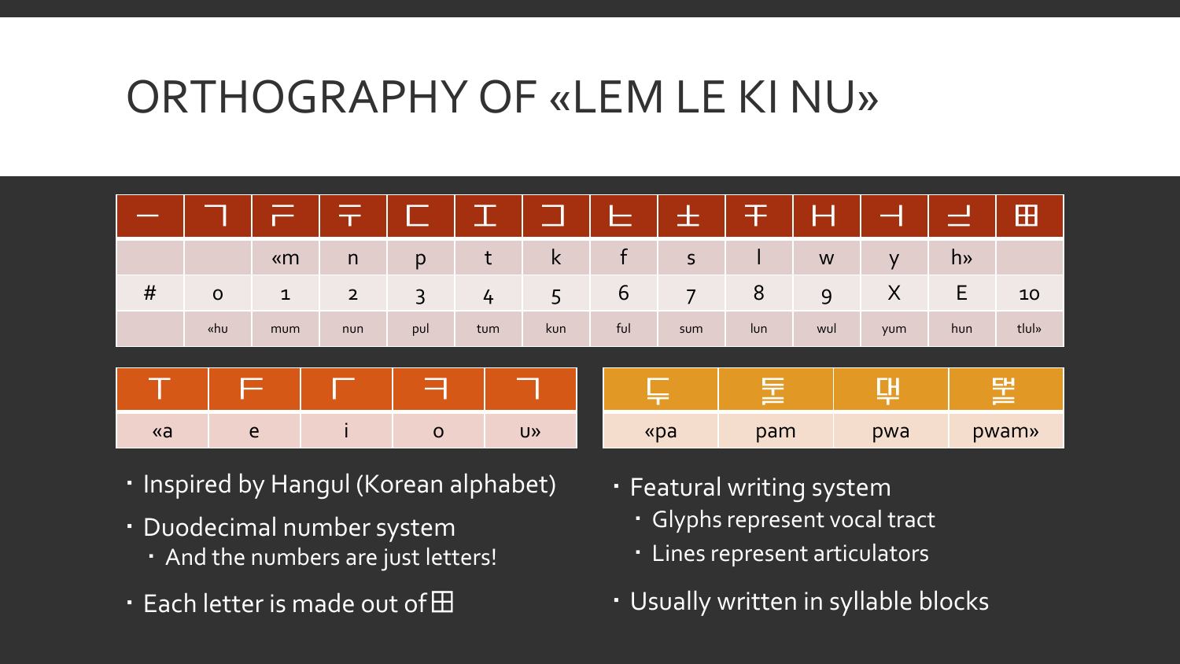# ORTHOGRAPHY OF «LEM LE KI NU»

| ㅡ | ㄱ | 〒 | 〒 | ㄷ | 工 | コ | ㅌ | 士 | 干 | H | ㅓ | ᆜ | 田 |
|---|---|---|---|---|---|---|---|---|---|---|---|---|---|
| | | «m | n | p | t | k | f | s | l | w | y | h» | |
| # | 0 | 1 | 2 | 3 | 4 | 5 | 6 | 7 | 8 | 9 | X | E | 10 |
| | «hu | mum | nun | pul | tum | kun | ful | sum | lun | wul | yum | hun | tlul» |

| ㅜ | ㅑ | ㄱ | ㅋ | ㄱ |
|---|---|---|---|---|
| «a | e | i | o | u» |

| 두 | 둗 | 댜 | 댬 |
|---|---|---|---|
| «pa | pam | pwa | pwam» |

- Inspired by Hangul (Korean alphabet)
- Duodecimal number system
  - And the numbers are just letters!
- Each letter is made out of 田
- Featural writing system
  - Glyphs represent vocal tract
  - Lines represent articulators
- Usually written in syllable blocks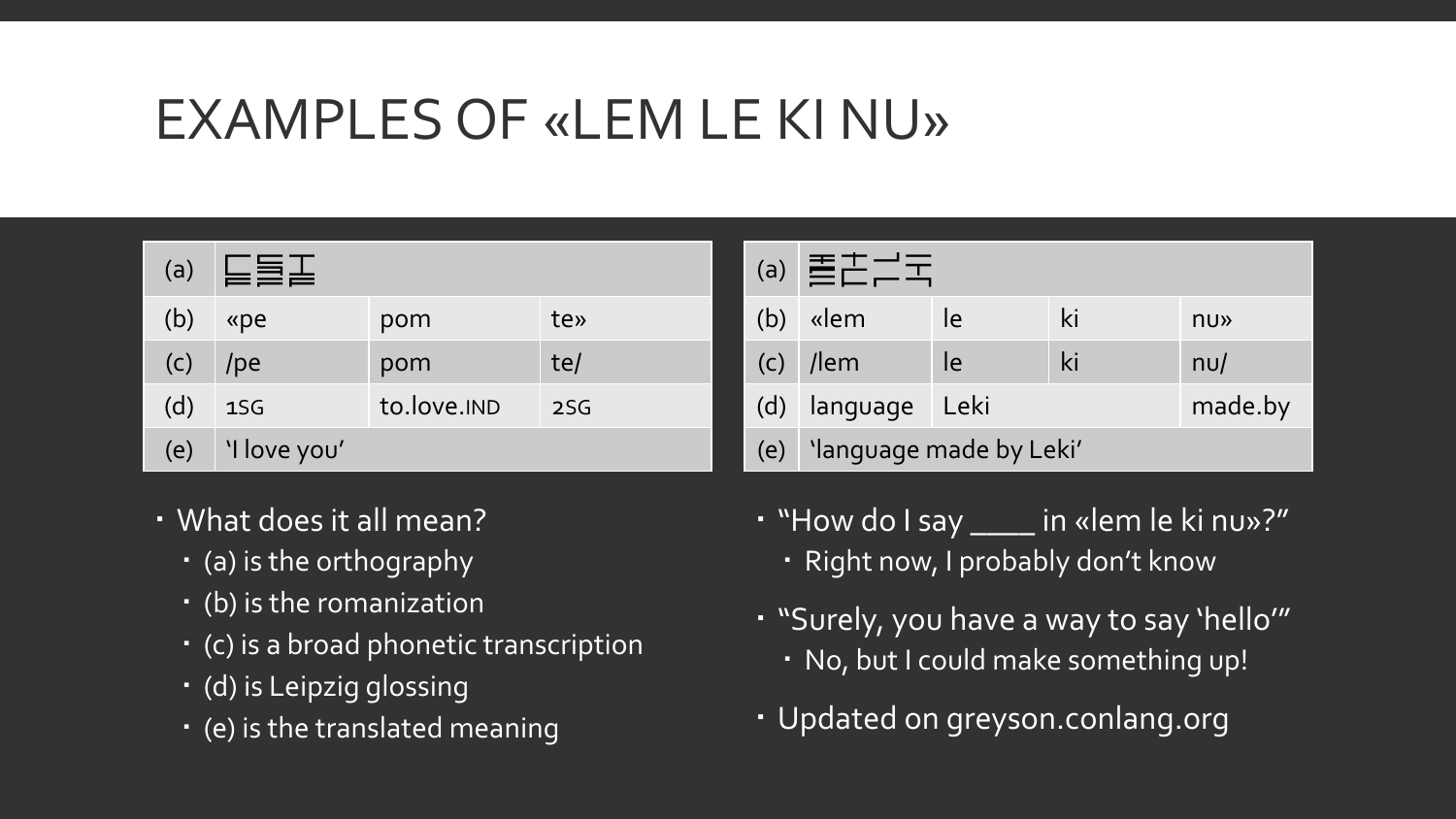# EXAMPLES OF «LEM LE KI NU»

| (a) | | | |
|---|---|---|---|
| (b) | «pe | pom | te» |
| (c) | /pe | pom | te/ |
| (d) | 1SG | to.love.IND | 2SG |
| (e) | 'I love you' | | |

- What does it all mean?
  - (a) is the orthography
  - (b) is the romanization
  - (c) is a broad phonetic transcription
  - (d) is Leipzig glossing
  - (e) is the translated meaning

| (a) | | | | |
|---|---|---|---|---|
| (b) | «lem | le | ki | nu» |
| (c) | /lem | le | ki | nu/ |
| (d) | language | Leki | | made.by |
| (e) | 'language made by Leki' | | | |

- "How do I say ____ in «lem le ki nu»?"
  - Right now, I probably don't know
- "Surely, you have a way to say 'hello'"
  - No, but I could make something up!
- Updated on greyson.conlang.org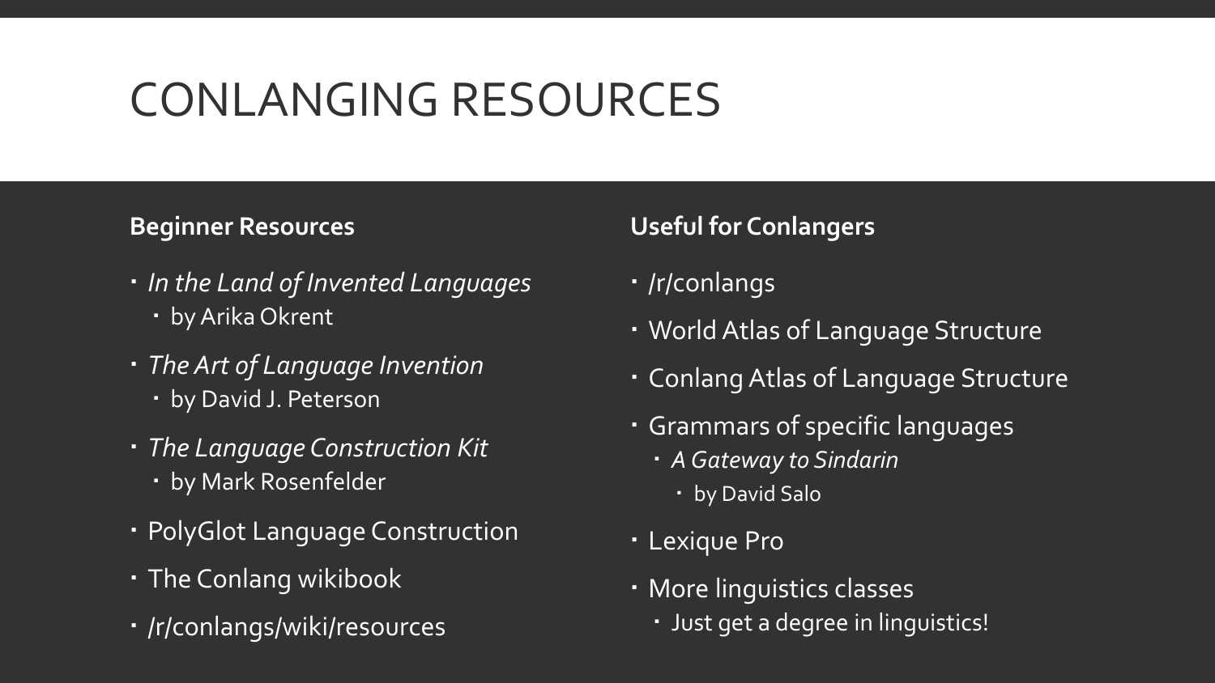# CONLANGING RESOURCES

**Beginner Resources**

- *In the Land of Invented Languages*
  - by Arika Okrent
- *The Art of Language Invention*
  - by David J. Peterson
- *The Language Construction Kit*
  - by Mark Rosenfelder
- PolyGlot Language Construction
- The Conlang wikibook
- /r/conlangs/wiki/resources

**Useful for Conlangers**

- /r/conlangs
- World Atlas of Language Structure
- Conlang Atlas of Language Structure
- Grammars of specific languages
  - *A Gateway to Sindarin*
    - by David Salo
- Lexique Pro
- More linguistics classes
  - Just get a degree in linguistics!